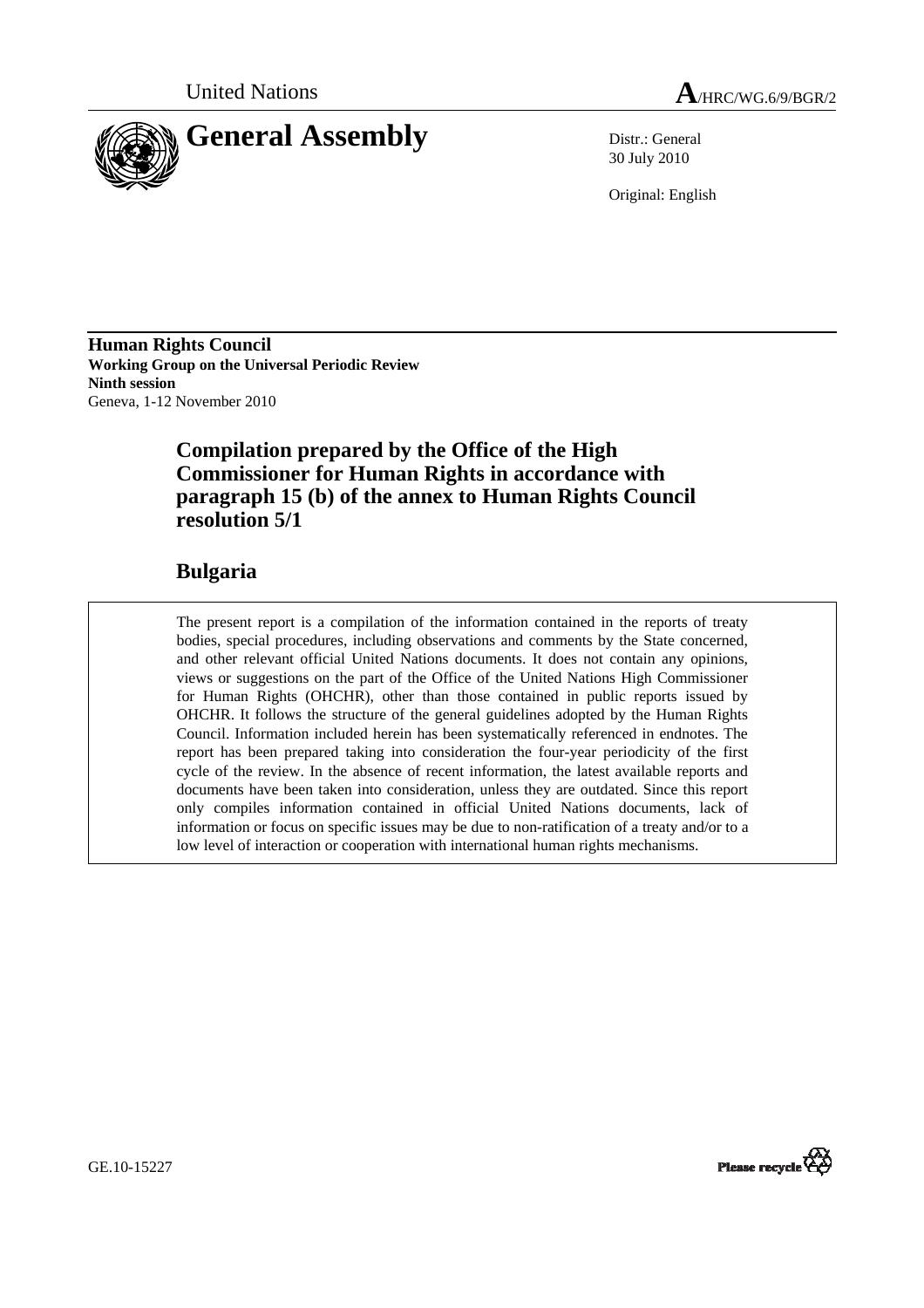United Nations

**A**/HRC/WG.6/9/BGR/2

# General Assembly

Distr.: General
30 July 2010

Original: English

**Human Rights Council**
**Working Group on the Universal Periodic Review**
**Ninth session**
Geneva, 1-12 November 2010

## Compilation prepared by the Office of the High Commissioner for Human Rights in accordance with paragraph 15 (b) of the annex to Human Rights Council resolution 5/1

## Bulgaria

The present report is a compilation of the information contained in the reports of treaty bodies, special procedures, including observations and comments by the State concerned, and other relevant official United Nations documents. It does not contain any opinions, views or suggestions on the part of the Office of the United Nations High Commissioner for Human Rights (OHCHR), other than those contained in public reports issued by OHCHR. It follows the structure of the general guidelines adopted by the Human Rights Council. Information included herein has been systematically referenced in endnotes. The report has been prepared taking into consideration the four-year periodicity of the first cycle of the review. In the absence of recent information, the latest available reports and documents have been taken into consideration, unless they are outdated. Since this report only compiles information contained in official United Nations documents, lack of information or focus on specific issues may be due to non-ratification of a treaty and/or to a low level of interaction or cooperation with international human rights mechanisms.

GE.10-15227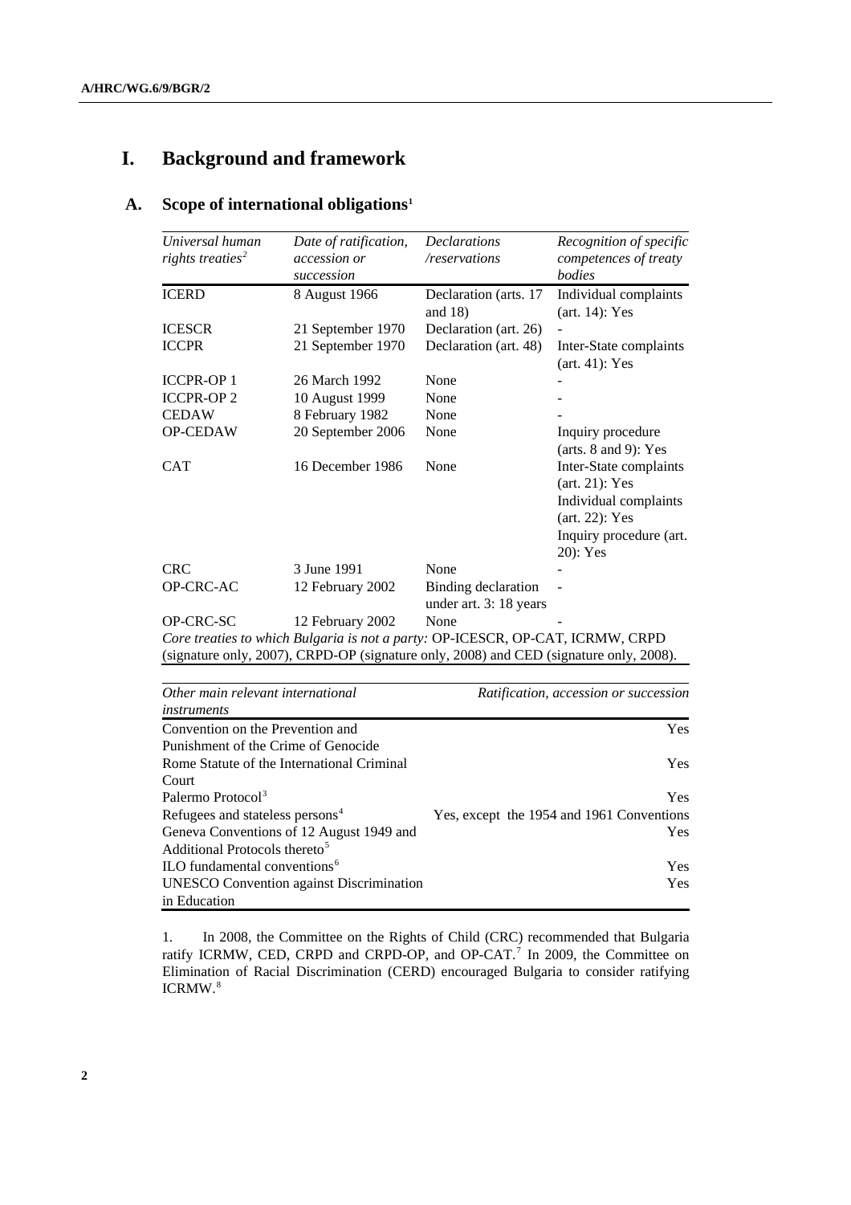# I. Background and framework

## A. Scope of international obligations[1]

| *Universal human rights treaties*[2] | *Date of ratification, accession or succession* | *Declarations /reservations* | *Recognition of specific competences of treaty bodies* |
|---|---|---|---|
| ICERD | 8 August 1966 | Declaration (arts. 17 and 18) | Individual complaints (art. 14): Yes |
| ICESCR | 21 September 1970 | Declaration (art. 26) | - |
| ICCPR | 21 September 1970 | Declaration (art. 48) | Inter-State complaints (art. 41): Yes |
| ICCPR-OP 1 | 26 March 1992 | None | - |
| ICCPR-OP 2 | 10 August 1999 | None | - |
| CEDAW | 8 February 1982 | None | - |
| OP-CEDAW | 20 September 2006 | None | Inquiry procedure (arts. 8 and 9): Yes |
| CAT | 16 December 1986 | None | Inter-State complaints (art. 21): Yes<br>Individual complaints (art. 22): Yes<br>Inquiry procedure (art. 20): Yes |
| CRC | 3 June 1991 | None | - |
| OP-CRC-AC | 12 February 2002 | Binding declaration under art. 3: 18 years | - |
| OP-CRC-SC | 12 February 2002 | None | - |

*Core treaties to which Bulgaria is not a party:* OP-ICESCR, OP-CAT, ICRMW, CRPD (signature only, 2007), CRPD-OP (signature only, 2008) and CED (signature only, 2008).

| *Other main relevant international instruments* | *Ratification, accession or succession* |
|---|---|
| Convention on the Prevention and Punishment of the Crime of Genocide | Yes |
| Rome Statute of the International Criminal Court | Yes |
| Palermo Protocol[3] | Yes |
| Refugees and stateless persons[4] | Yes, except the 1954 and 1961 Conventions |
| Geneva Conventions of 12 August 1949 and Additional Protocols thereto[5] | Yes |
| ILO fundamental conventions[6] | Yes |
| UNESCO Convention against Discrimination in Education | Yes |

1. In 2008, the Committee on the Rights of Child (CRC) recommended that Bulgaria ratify ICRMW, CED, CRPD and CRPD-OP, and OP-CAT.[7] In 2009, the Committee on Elimination of Racial Discrimination (CERD) encouraged Bulgaria to consider ratifying ICRMW.[8]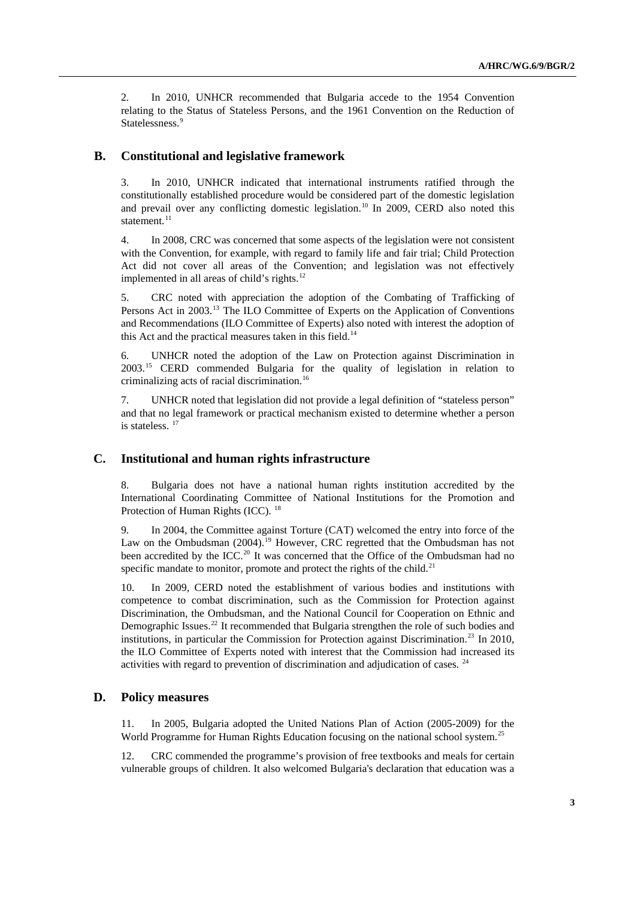2. In 2010, UNHCR recommended that Bulgaria accede to the 1954 Convention relating to the Status of Stateless Persons, and the 1961 Convention on the Reduction of Statelessness.[9]

## B. Constitutional and legislative framework

3. In 2010, UNHCR indicated that international instruments ratified through the constitutionally established procedure would be considered part of the domestic legislation and prevail over any conflicting domestic legislation.[10] In 2009, CERD also noted this statement.[11]

4. In 2008, CRC was concerned that some aspects of the legislation were not consistent with the Convention, for example, with regard to family life and fair trial; Child Protection Act did not cover all areas of the Convention; and legislation was not effectively implemented in all areas of child's rights.[12]

5. CRC noted with appreciation the adoption of the Combating of Trafficking of Persons Act in 2003.[13] The ILO Committee of Experts on the Application of Conventions and Recommendations (ILO Committee of Experts) also noted with interest the adoption of this Act and the practical measures taken in this field.[14]

6. UNHCR noted the adoption of the Law on Protection against Discrimination in 2003.[15] CERD commended Bulgaria for the quality of legislation in relation to criminalizing acts of racial discrimination.[16]

7. UNHCR noted that legislation did not provide a legal definition of "stateless person" and that no legal framework or practical mechanism existed to determine whether a person is stateless.[17]

## C. Institutional and human rights infrastructure

8. Bulgaria does not have a national human rights institution accredited by the International Coordinating Committee of National Institutions for the Promotion and Protection of Human Rights (ICC).[18]

9. In 2004, the Committee against Torture (CAT) welcomed the entry into force of the Law on the Ombudsman (2004).[19] However, CRC regretted that the Ombudsman has not been accredited by the ICC.[20] It was concerned that the Office of the Ombudsman had no specific mandate to monitor, promote and protect the rights of the child.[21]

10. In 2009, CERD noted the establishment of various bodies and institutions with competence to combat discrimination, such as the Commission for Protection against Discrimination, the Ombudsman, and the National Council for Cooperation on Ethnic and Demographic Issues.[22] It recommended that Bulgaria strengthen the role of such bodies and institutions, in particular the Commission for Protection against Discrimination.[23] In 2010, the ILO Committee of Experts noted with interest that the Commission had increased its activities with regard to prevention of discrimination and adjudication of cases.[24]

## D. Policy measures

11. In 2005, Bulgaria adopted the United Nations Plan of Action (2005-2009) for the World Programme for Human Rights Education focusing on the national school system.[25]

12. CRC commended the programme's provision of free textbooks and meals for certain vulnerable groups of children. It also welcomed Bulgaria's declaration that education was a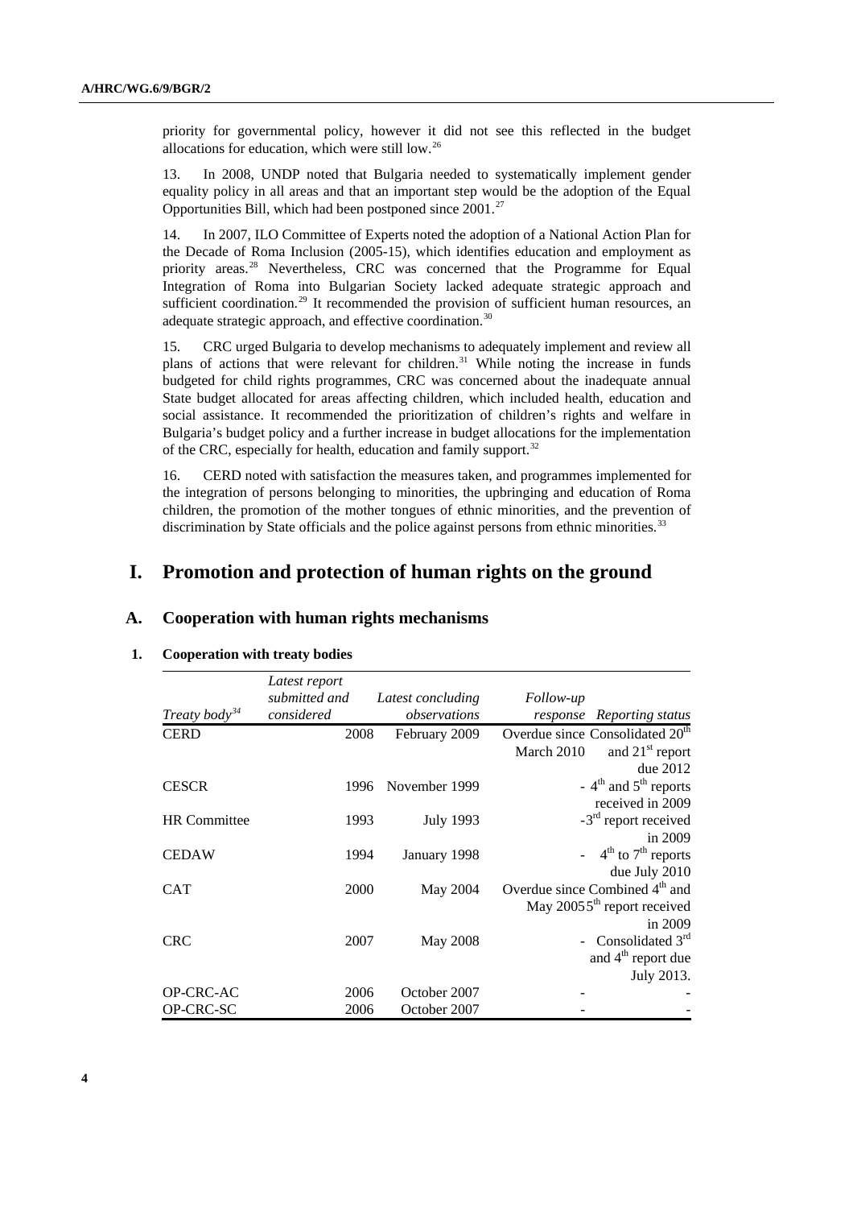priority for governmental policy, however it did not see this reflected in the budget allocations for education, which were still low.[26]

13. In 2008, UNDP noted that Bulgaria needed to systematically implement gender equality policy in all areas and that an important step would be the adoption of the Equal Opportunities Bill, which had been postponed since 2001.[27]

14. In 2007, ILO Committee of Experts noted the adoption of a National Action Plan for the Decade of Roma Inclusion (2005-15), which identifies education and employment as priority areas.[28] Nevertheless, CRC was concerned that the Programme for Equal Integration of Roma into Bulgarian Society lacked adequate strategic approach and sufficient coordination.[29] It recommended the provision of sufficient human resources, an adequate strategic approach, and effective coordination.[30]

15. CRC urged Bulgaria to develop mechanisms to adequately implement and review all plans of actions that were relevant for children.[31] While noting the increase in funds budgeted for child rights programmes, CRC was concerned about the inadequate annual State budget allocated for areas affecting children, which included health, education and social assistance. It recommended the prioritization of children's rights and welfare in Bulgaria's budget policy and a further increase in budget allocations for the implementation of the CRC, especially for health, education and family support.[32]

16. CERD noted with satisfaction the measures taken, and programmes implemented for the integration of persons belonging to minorities, the upbringing and education of Roma children, the promotion of the mother tongues of ethnic minorities, and the prevention of discrimination by State officials and the police against persons from ethnic minorities.[33]

# I. Promotion and protection of human rights on the ground

## A. Cooperation with human rights mechanisms

### 1. Cooperation with treaty bodies

| *Treaty body*[34] | *Latest report submitted and considered* | *Latest concluding observations* | *Follow-up response* | *Reporting status* |
|---|---|---|---|---|
| CERD | 2008 | February 2009 | Overdue since March 2010 | Consolidated 20th and 21st report due 2012 |
| CESCR | 1996 | November 1999 | - | 4th and 5th reports received in 2009 |
| HR Committee | 1993 | July 1993 | - | 3rd report received in 2009 |
| CEDAW | 1994 | January 1998 | - | 4th to 7th reports due July 2010 |
| CAT | 2000 | May 2004 | Overdue since May 2005 | Combined 4th and 5th report received in 2009 |
| CRC | 2007 | May 2008 | - | Consolidated 3rd and 4th report due July 2013. |
| OP-CRC-AC | 2006 | October 2007 | - | - |
| OP-CRC-SC | 2006 | October 2007 | - | - |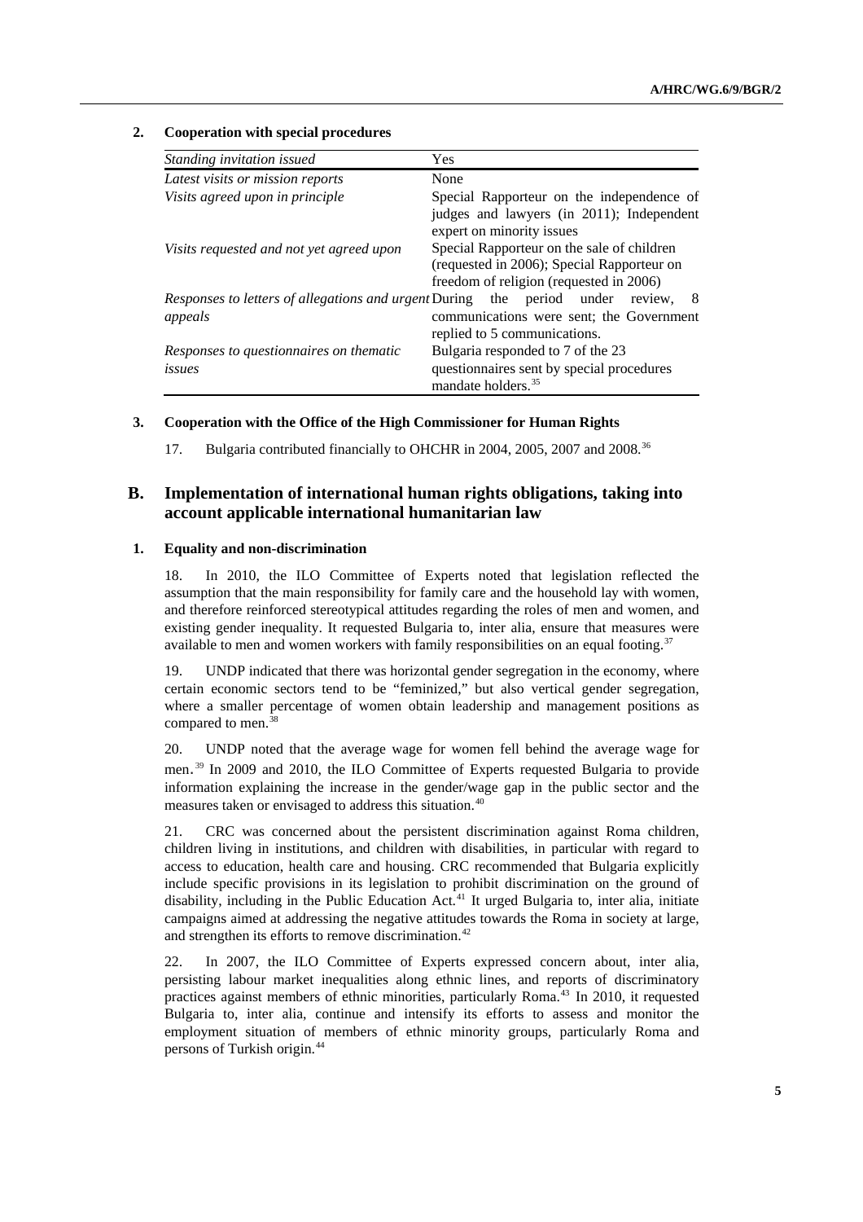### 2. Cooperation with special procedures

| *Standing invitation issued* | Yes |
|---|---|
| *Latest visits or mission reports* | None |
| *Visits agreed upon in principle* | Special Rapporteur on the independence of judges and lawyers (in 2011); Independent expert on minority issues |
| *Visits requested and not yet agreed upon* | Special Rapporteur on the sale of children (requested in 2006); Special Rapporteur on freedom of religion (requested in 2006) |
| *Responses to letters of allegations and urgent appeals* | During the period under review, 8 communications were sent; the Government replied to 5 communications. |
| *Responses to questionnaires on thematic issues* | Bulgaria responded to 7 of the 23 questionnaires sent by special procedures mandate holders.[35] |

### 3. Cooperation with the Office of the High Commissioner for Human Rights

17. Bulgaria contributed financially to OHCHR in 2004, 2005, 2007 and 2008.[36]

## B. Implementation of international human rights obligations, taking into account applicable international humanitarian law

### 1. Equality and non-discrimination

18. In 2010, the ILO Committee of Experts noted that legislation reflected the assumption that the main responsibility for family care and the household lay with women, and therefore reinforced stereotypical attitudes regarding the roles of men and women, and existing gender inequality. It requested Bulgaria to, inter alia, ensure that measures were available to men and women workers with family responsibilities on an equal footing.[37]

19. UNDP indicated that there was horizontal gender segregation in the economy, where certain economic sectors tend to be "feminized," but also vertical gender segregation, where a smaller percentage of women obtain leadership and management positions as compared to men.[38]

20. UNDP noted that the average wage for women fell behind the average wage for men.[39] In 2009 and 2010, the ILO Committee of Experts requested Bulgaria to provide information explaining the increase in the gender/wage gap in the public sector and the measures taken or envisaged to address this situation.[40]

21. CRC was concerned about the persistent discrimination against Roma children, children living in institutions, and children with disabilities, in particular with regard to access to education, health care and housing. CRC recommended that Bulgaria explicitly include specific provisions in its legislation to prohibit discrimination on the ground of disability, including in the Public Education Act.[41] It urged Bulgaria to, inter alia, initiate campaigns aimed at addressing the negative attitudes towards the Roma in society at large, and strengthen its efforts to remove discrimination.[42]

22. In 2007, the ILO Committee of Experts expressed concern about, inter alia, persisting labour market inequalities along ethnic lines, and reports of discriminatory practices against members of ethnic minorities, particularly Roma.[43] In 2010, it requested Bulgaria to, inter alia, continue and intensify its efforts to assess and monitor the employment situation of members of ethnic minority groups, particularly Roma and persons of Turkish origin.[44]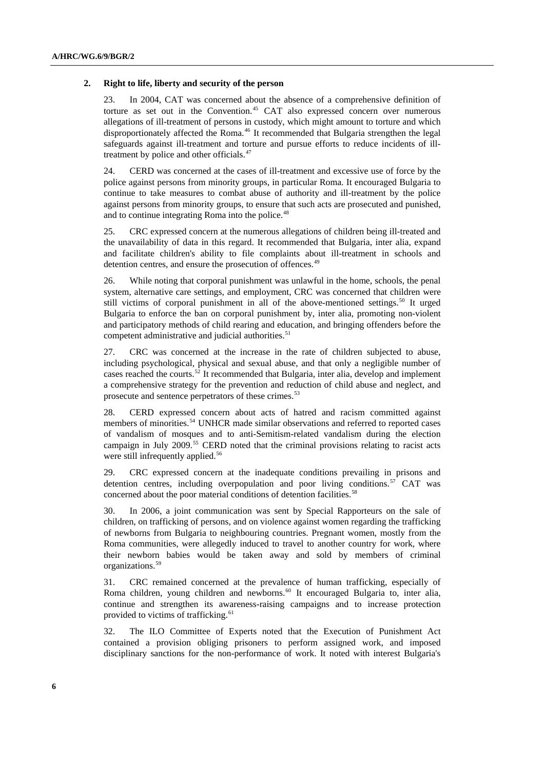## 2. Right to life, liberty and security of the person

23. In 2004, CAT was concerned about the absence of a comprehensive definition of torture as set out in the Convention.[45] CAT also expressed concern over numerous allegations of ill-treatment of persons in custody, which might amount to torture and which disproportionately affected the Roma.[46] It recommended that Bulgaria strengthen the legal safeguards against ill-treatment and torture and pursue efforts to reduce incidents of ill-treatment by police and other officials.[47]

24. CERD was concerned at the cases of ill-treatment and excessive use of force by the police against persons from minority groups, in particular Roma. It encouraged Bulgaria to continue to take measures to combat abuse of authority and ill-treatment by the police against persons from minority groups, to ensure that such acts are prosecuted and punished, and to continue integrating Roma into the police.[48]

25. CRC expressed concern at the numerous allegations of children being ill-treated and the unavailability of data in this regard. It recommended that Bulgaria, inter alia, expand and facilitate children's ability to file complaints about ill-treatment in schools and detention centres, and ensure the prosecution of offences.[49]

26. While noting that corporal punishment was unlawful in the home, schools, the penal system, alternative care settings, and employment, CRC was concerned that children were still victims of corporal punishment in all of the above-mentioned settings.[50] It urged Bulgaria to enforce the ban on corporal punishment by, inter alia, promoting non-violent and participatory methods of child rearing and education, and bringing offenders before the competent administrative and judicial authorities.[51]

27. CRC was concerned at the increase in the rate of children subjected to abuse, including psychological, physical and sexual abuse, and that only a negligible number of cases reached the courts.[52] It recommended that Bulgaria, inter alia, develop and implement a comprehensive strategy for the prevention and reduction of child abuse and neglect, and prosecute and sentence perpetrators of these crimes.[53]

28. CERD expressed concern about acts of hatred and racism committed against members of minorities.[54] UNHCR made similar observations and referred to reported cases of vandalism of mosques and to anti-Semitism-related vandalism during the election campaign in July 2009.[55] CERD noted that the criminal provisions relating to racist acts were still infrequently applied.[56]

29. CRC expressed concern at the inadequate conditions prevailing in prisons and detention centres, including overpopulation and poor living conditions.[57] CAT was concerned about the poor material conditions of detention facilities.[58]

30. In 2006, a joint communication was sent by Special Rapporteurs on the sale of children, on trafficking of persons, and on violence against women regarding the trafficking of newborns from Bulgaria to neighbouring countries. Pregnant women, mostly from the Roma communities, were allegedly induced to travel to another country for work, where their newborn babies would be taken away and sold by members of criminal organizations.[59]

31. CRC remained concerned at the prevalence of human trafficking, especially of Roma children, young children and newborns.[60] It encouraged Bulgaria to, inter alia, continue and strengthen its awareness-raising campaigns and to increase protection provided to victims of trafficking.[61]

32. The ILO Committee of Experts noted that the Execution of Punishment Act contained a provision obliging prisoners to perform assigned work, and imposed disciplinary sanctions for the non-performance of work. It noted with interest Bulgaria's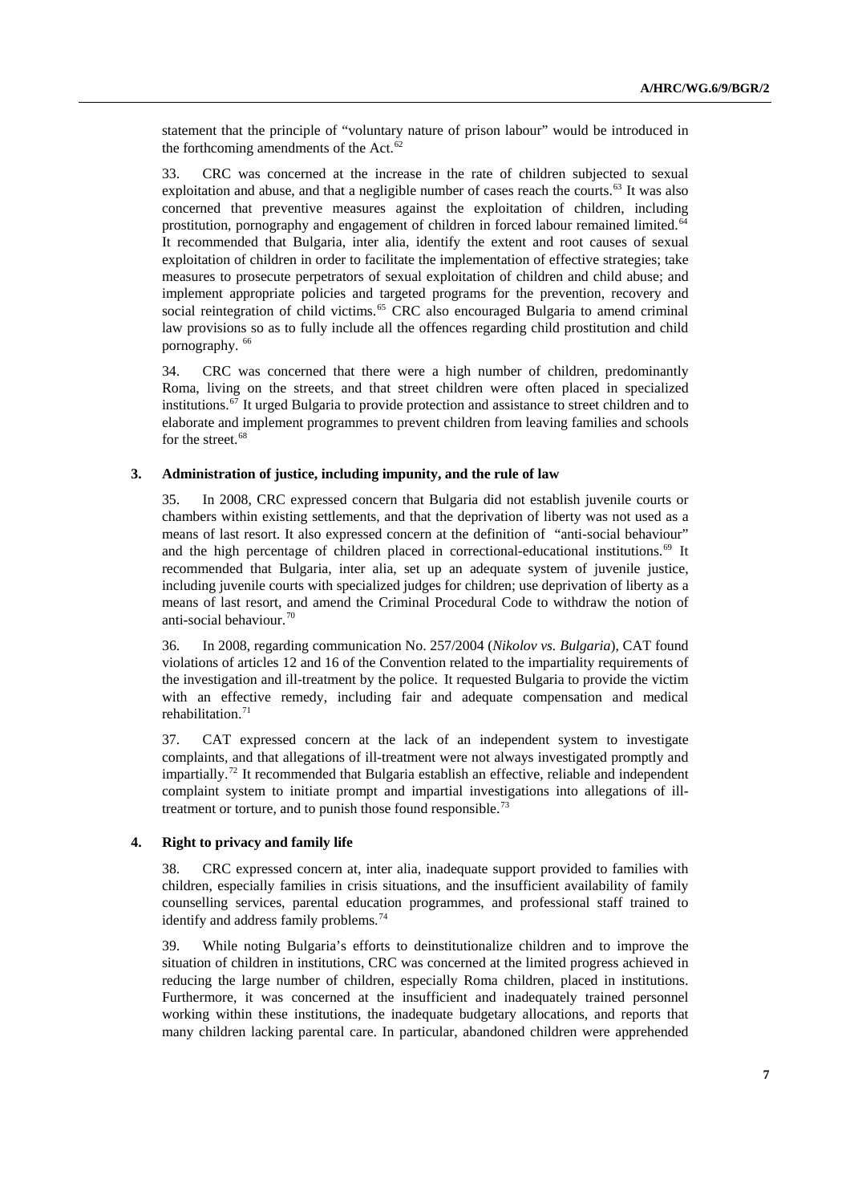statement that the principle of "voluntary nature of prison labour" would be introduced in the forthcoming amendments of the Act.[62]

33. CRC was concerned at the increase in the rate of children subjected to sexual exploitation and abuse, and that a negligible number of cases reach the courts.[63] It was also concerned that preventive measures against the exploitation of children, including prostitution, pornography and engagement of children in forced labour remained limited.[64] It recommended that Bulgaria, inter alia, identify the extent and root causes of sexual exploitation of children in order to facilitate the implementation of effective strategies; take measures to prosecute perpetrators of sexual exploitation of children and child abuse; and implement appropriate policies and targeted programs for the prevention, recovery and social reintegration of child victims.[65] CRC also encouraged Bulgaria to amend criminal law provisions so as to fully include all the offences regarding child prostitution and child pornography.[66]

34. CRC was concerned that there were a high number of children, predominantly Roma, living on the streets, and that street children were often placed in specialized institutions.[67] It urged Bulgaria to provide protection and assistance to street children and to elaborate and implement programmes to prevent children from leaving families and schools for the street.[68]

### 3. Administration of justice, including impunity, and the rule of law

35. In 2008, CRC expressed concern that Bulgaria did not establish juvenile courts or chambers within existing settlements, and that the deprivation of liberty was not used as a means of last resort. It also expressed concern at the definition of "anti-social behaviour" and the high percentage of children placed in correctional-educational institutions.[69] It recommended that Bulgaria, inter alia, set up an adequate system of juvenile justice, including juvenile courts with specialized judges for children; use deprivation of liberty as a means of last resort, and amend the Criminal Procedural Code to withdraw the notion of anti-social behaviour.[70]

36. In 2008, regarding communication No. 257/2004 (*Nikolov vs. Bulgaria*), CAT found violations of articles 12 and 16 of the Convention related to the impartiality requirements of the investigation and ill-treatment by the police. It requested Bulgaria to provide the victim with an effective remedy, including fair and adequate compensation and medical rehabilitation.[71]

37. CAT expressed concern at the lack of an independent system to investigate complaints, and that allegations of ill-treatment were not always investigated promptly and impartially.[72] It recommended that Bulgaria establish an effective, reliable and independent complaint system to initiate prompt and impartial investigations into allegations of ill-treatment or torture, and to punish those found responsible.[73]

### 4. Right to privacy and family life

38. CRC expressed concern at, inter alia, inadequate support provided to families with children, especially families in crisis situations, and the insufficient availability of family counselling services, parental education programmes, and professional staff trained to identify and address family problems.[74]

39. While noting Bulgaria's efforts to deinstitutionalize children and to improve the situation of children in institutions, CRC was concerned at the limited progress achieved in reducing the large number of children, especially Roma children, placed in institutions. Furthermore, it was concerned at the insufficient and inadequately trained personnel working within these institutions, the inadequate budgetary allocations, and reports that many children lacking parental care. In particular, abandoned children were apprehended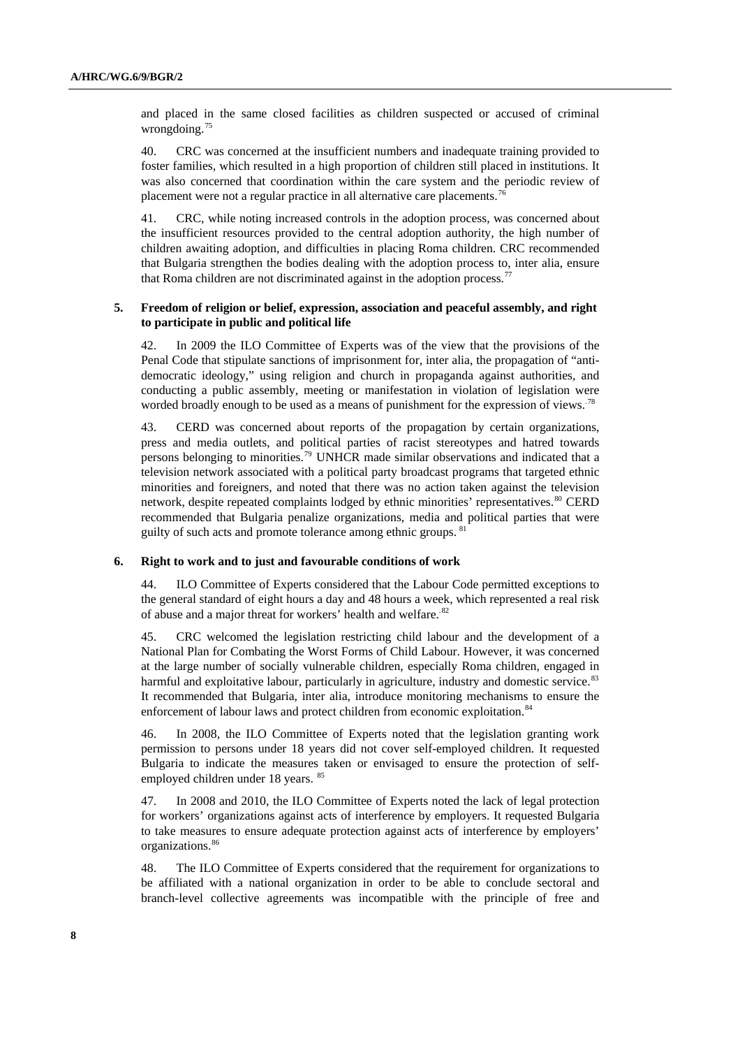and placed in the same closed facilities as children suspected or accused of criminal wrongdoing.[75]

40. CRC was concerned at the insufficient numbers and inadequate training provided to foster families, which resulted in a high proportion of children still placed in institutions. It was also concerned that coordination within the care system and the periodic review of placement were not a regular practice in all alternative care placements.[76]

41. CRC, while noting increased controls in the adoption process, was concerned about the insufficient resources provided to the central adoption authority, the high number of children awaiting adoption, and difficulties in placing Roma children. CRC recommended that Bulgaria strengthen the bodies dealing with the adoption process to, inter alia, ensure that Roma children are not discriminated against in the adoption process.[77]

### 5. Freedom of religion or belief, expression, association and peaceful assembly, and right to participate in public and political life

42. In 2009 the ILO Committee of Experts was of the view that the provisions of the Penal Code that stipulate sanctions of imprisonment for, inter alia, the propagation of "anti-democratic ideology," using religion and church in propaganda against authorities, and conducting a public assembly, meeting or manifestation in violation of legislation were worded broadly enough to be used as a means of punishment for the expression of views.[78]

43. CERD was concerned about reports of the propagation by certain organizations, press and media outlets, and political parties of racist stereotypes and hatred towards persons belonging to minorities.[79] UNHCR made similar observations and indicated that a television network associated with a political party broadcast programs that targeted ethnic minorities and foreigners, and noted that there was no action taken against the television network, despite repeated complaints lodged by ethnic minorities' representatives.[80] CERD recommended that Bulgaria penalize organizations, media and political parties that were guilty of such acts and promote tolerance among ethnic groups.[81]

### 6. Right to work and to just and favourable conditions of work

44. ILO Committee of Experts considered that the Labour Code permitted exceptions to the general standard of eight hours a day and 48 hours a week, which represented a real risk of abuse and a major threat for workers' health and welfare.[82]

45. CRC welcomed the legislation restricting child labour and the development of a National Plan for Combating the Worst Forms of Child Labour. However, it was concerned at the large number of socially vulnerable children, especially Roma children, engaged in harmful and exploitative labour, particularly in agriculture, industry and domestic service.[83] It recommended that Bulgaria, inter alia, introduce monitoring mechanisms to ensure the enforcement of labour laws and protect children from economic exploitation.[84]

46. In 2008, the ILO Committee of Experts noted that the legislation granting work permission to persons under 18 years did not cover self-employed children. It requested Bulgaria to indicate the measures taken or envisaged to ensure the protection of self-employed children under 18 years.[85]

47. In 2008 and 2010, the ILO Committee of Experts noted the lack of legal protection for workers' organizations against acts of interference by employers. It requested Bulgaria to take measures to ensure adequate protection against acts of interference by employers' organizations.[86]

48. The ILO Committee of Experts considered that the requirement for organizations to be affiliated with a national organization in order to be able to conclude sectoral and branch-level collective agreements was incompatible with the principle of free and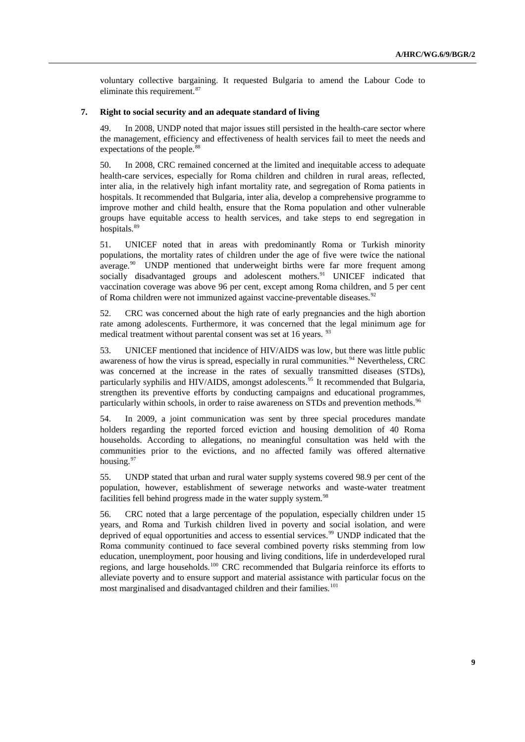voluntary collective bargaining. It requested Bulgaria to amend the Labour Code to eliminate this requirement.[87]

### 7. Right to social security and an adequate standard of living

49. In 2008, UNDP noted that major issues still persisted in the health-care sector where the management, efficiency and effectiveness of health services fail to meet the needs and expectations of the people.[88]

50. In 2008, CRC remained concerned at the limited and inequitable access to adequate health-care services, especially for Roma children and children in rural areas, reflected, inter alia, in the relatively high infant mortality rate, and segregation of Roma patients in hospitals. It recommended that Bulgaria, inter alia, develop a comprehensive programme to improve mother and child health, ensure that the Roma population and other vulnerable groups have equitable access to health services, and take steps to end segregation in hospitals.[89]

51. UNICEF noted that in areas with predominantly Roma or Turkish minority populations, the mortality rates of children under the age of five were twice the national average.[90] UNDP mentioned that underweight births were far more frequent among socially disadvantaged groups and adolescent mothers.[91] UNICEF indicated that vaccination coverage was above 96 per cent, except among Roma children, and 5 per cent of Roma children were not immunized against vaccine-preventable diseases.[92]

52. CRC was concerned about the high rate of early pregnancies and the high abortion rate among adolescents. Furthermore, it was concerned that the legal minimum age for medical treatment without parental consent was set at 16 years. [93]

53. UNICEF mentioned that incidence of HIV/AIDS was low, but there was little public awareness of how the virus is spread, especially in rural communities.[94] Nevertheless, CRC was concerned at the increase in the rates of sexually transmitted diseases (STDs), particularly syphilis and HIV/AIDS, amongst adolescents.[95] It recommended that Bulgaria, strengthen its preventive efforts by conducting campaigns and educational programmes, particularly within schools, in order to raise awareness on STDs and prevention methods.[96]

54. In 2009, a joint communication was sent by three special procedures mandate holders regarding the reported forced eviction and housing demolition of 40 Roma households. According to allegations, no meaningful consultation was held with the communities prior to the evictions, and no affected family was offered alternative housing.[97]

55. UNDP stated that urban and rural water supply systems covered 98.9 per cent of the population, however, establishment of sewerage networks and waste-water treatment facilities fell behind progress made in the water supply system.[98]

56. CRC noted that a large percentage of the population, especially children under 15 years, and Roma and Turkish children lived in poverty and social isolation, and were deprived of equal opportunities and access to essential services.[99] UNDP indicated that the Roma community continued to face several combined poverty risks stemming from low education, unemployment, poor housing and living conditions, life in underdeveloped rural regions, and large households.[100] CRC recommended that Bulgaria reinforce its efforts to alleviate poverty and to ensure support and material assistance with particular focus on the most marginalised and disadvantaged children and their families.[101]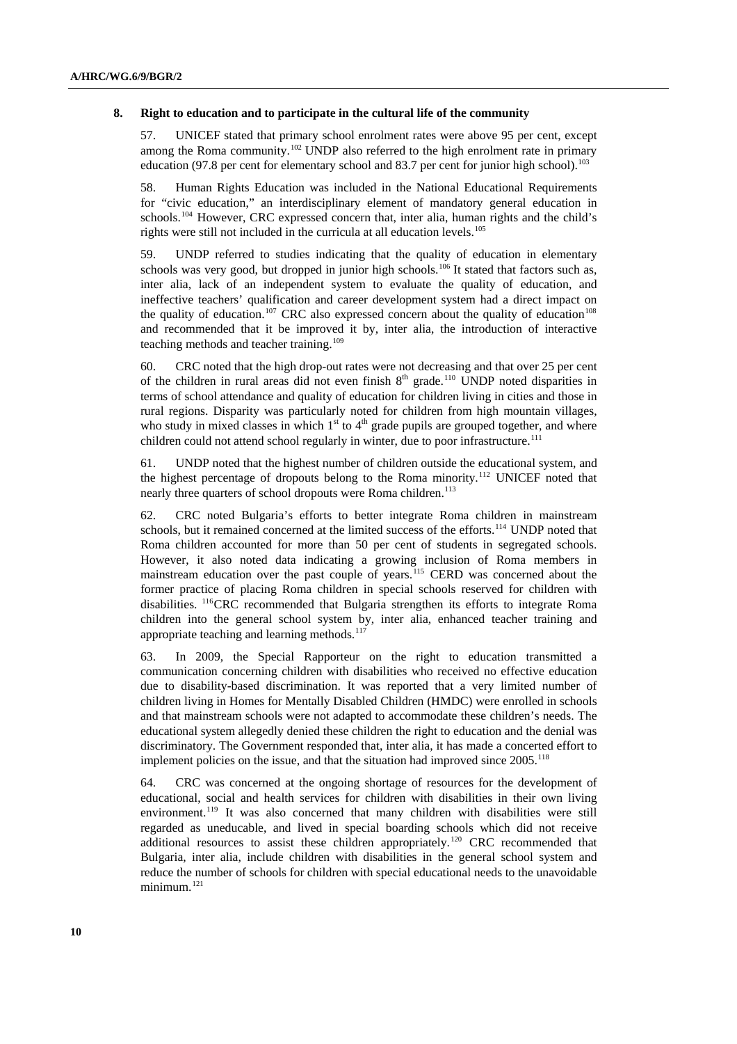### 8. Right to education and to participate in the cultural life of the community

57. UNICEF stated that primary school enrolment rates were above 95 per cent, except among the Roma community.[102] UNDP also referred to the high enrolment rate in primary education (97.8 per cent for elementary school and 83.7 per cent for junior high school).[103]

58. Human Rights Education was included in the National Educational Requirements for "civic education," an interdisciplinary element of mandatory general education in schools.[104] However, CRC expressed concern that, inter alia, human rights and the child's rights were still not included in the curricula at all education levels.[105]

59. UNDP referred to studies indicating that the quality of education in elementary schools was very good, but dropped in junior high schools.[106] It stated that factors such as, inter alia, lack of an independent system to evaluate the quality of education, and ineffective teachers' qualification and career development system had a direct impact on the quality of education.[107] CRC also expressed concern about the quality of education[108] and recommended that it be improved it by, inter alia, the introduction of interactive teaching methods and teacher training.[109]

60. CRC noted that the high drop-out rates were not decreasing and that over 25 per cent of the children in rural areas did not even finish 8th grade.[110] UNDP noted disparities in terms of school attendance and quality of education for children living in cities and those in rural regions. Disparity was particularly noted for children from high mountain villages, who study in mixed classes in which 1st to 4th grade pupils are grouped together, and where children could not attend school regularly in winter, due to poor infrastructure.[111]

61. UNDP noted that the highest number of children outside the educational system, and the highest percentage of dropouts belong to the Roma minority.[112] UNICEF noted that nearly three quarters of school dropouts were Roma children.[113]

62. CRC noted Bulgaria's efforts to better integrate Roma children in mainstream schools, but it remained concerned at the limited success of the efforts.[114] UNDP noted that Roma children accounted for more than 50 per cent of students in segregated schools. However, it also noted data indicating a growing inclusion of Roma members in mainstream education over the past couple of years.[115] CERD was concerned about the former practice of placing Roma children in special schools reserved for children with disabilities. [116]CRC recommended that Bulgaria strengthen its efforts to integrate Roma children into the general school system by, inter alia, enhanced teacher training and appropriate teaching and learning methods.[117]

63. In 2009, the Special Rapporteur on the right to education transmitted a communication concerning children with disabilities who received no effective education due to disability-based discrimination. It was reported that a very limited number of children living in Homes for Mentally Disabled Children (HMDC) were enrolled in schools and that mainstream schools were not adapted to accommodate these children's needs. The educational system allegedly denied these children the right to education and the denial was discriminatory. The Government responded that, inter alia, it has made a concerted effort to implement policies on the issue, and that the situation had improved since 2005.[118]

64. CRC was concerned at the ongoing shortage of resources for the development of educational, social and health services for children with disabilities in their own living environment.[119] It was also concerned that many children with disabilities were still regarded as uneducable, and lived in special boarding schools which did not receive additional resources to assist these children appropriately.[120] CRC recommended that Bulgaria, inter alia, include children with disabilities in the general school system and reduce the number of schools for children with special educational needs to the unavoidable minimum.[121]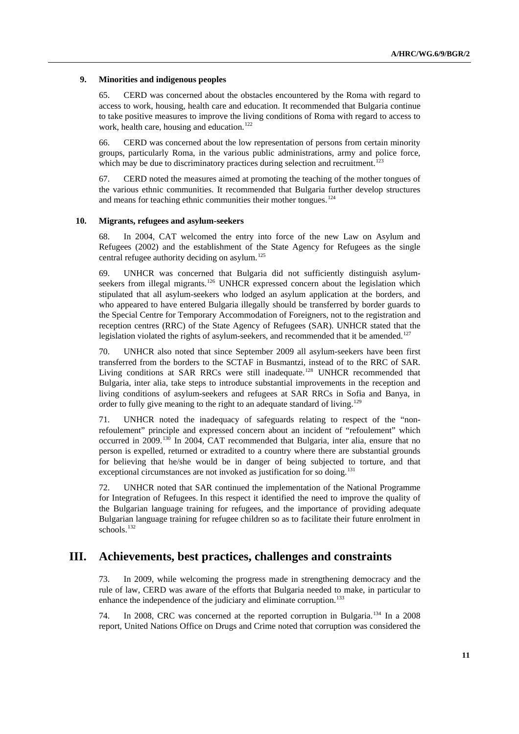### 9. Minorities and indigenous peoples

65. CERD was concerned about the obstacles encountered by the Roma with regard to access to work, housing, health care and education. It recommended that Bulgaria continue to take positive measures to improve the living conditions of Roma with regard to access to work, health care, housing and education.[122]

66. CERD was concerned about the low representation of persons from certain minority groups, particularly Roma, in the various public administrations, army and police force, which may be due to discriminatory practices during selection and recruitment.[123]

67. CERD noted the measures aimed at promoting the teaching of the mother tongues of the various ethnic communities. It recommended that Bulgaria further develop structures and means for teaching ethnic communities their mother tongues.[124]

### 10. Migrants, refugees and asylum-seekers

68. In 2004, CAT welcomed the entry into force of the new Law on Asylum and Refugees (2002) and the establishment of the State Agency for Refugees as the single central refugee authority deciding on asylum.[125]

69. UNHCR was concerned that Bulgaria did not sufficiently distinguish asylum-seekers from illegal migrants.[126] UNHCR expressed concern about the legislation which stipulated that all asylum-seekers who lodged an asylum application at the borders, and who appeared to have entered Bulgaria illegally should be transferred by border guards to the Special Centre for Temporary Accommodation of Foreigners, not to the registration and reception centres (RRC) of the State Agency of Refugees (SAR). UNHCR stated that the legislation violated the rights of asylum-seekers, and recommended that it be amended.[127]

70. UNHCR also noted that since September 2009 all asylum-seekers have been first transferred from the borders to the SCTAF in Busmantzi, instead of to the RRC of SAR. Living conditions at SAR RRCs were still inadequate.[128] UNHCR recommended that Bulgaria, inter alia, take steps to introduce substantial improvements in the reception and living conditions of asylum-seekers and refugees at SAR RRCs in Sofia and Banya, in order to fully give meaning to the right to an adequate standard of living.[129]

71. UNHCR noted the inadequacy of safeguards relating to respect of the "non-refoulement" principle and expressed concern about an incident of "refoulement" which occurred in 2009.[130] In 2004, CAT recommended that Bulgaria, inter alia, ensure that no person is expelled, returned or extradited to a country where there are substantial grounds for believing that he/she would be in danger of being subjected to torture, and that exceptional circumstances are not invoked as justification for so doing.[131]

72. UNHCR noted that SAR continued the implementation of the National Programme for Integration of Refugees. In this respect it identified the need to improve the quality of the Bulgarian language training for refugees, and the importance of providing adequate Bulgarian language training for refugee children so as to facilitate their future enrolment in schools.[132]

## III. Achievements, best practices, challenges and constraints

73. In 2009, while welcoming the progress made in strengthening democracy and the rule of law, CERD was aware of the efforts that Bulgaria needed to make, in particular to enhance the independence of the judiciary and eliminate corruption.[133]

74. In 2008, CRC was concerned at the reported corruption in Bulgaria.[134] In a 2008 report, United Nations Office on Drugs and Crime noted that corruption was considered the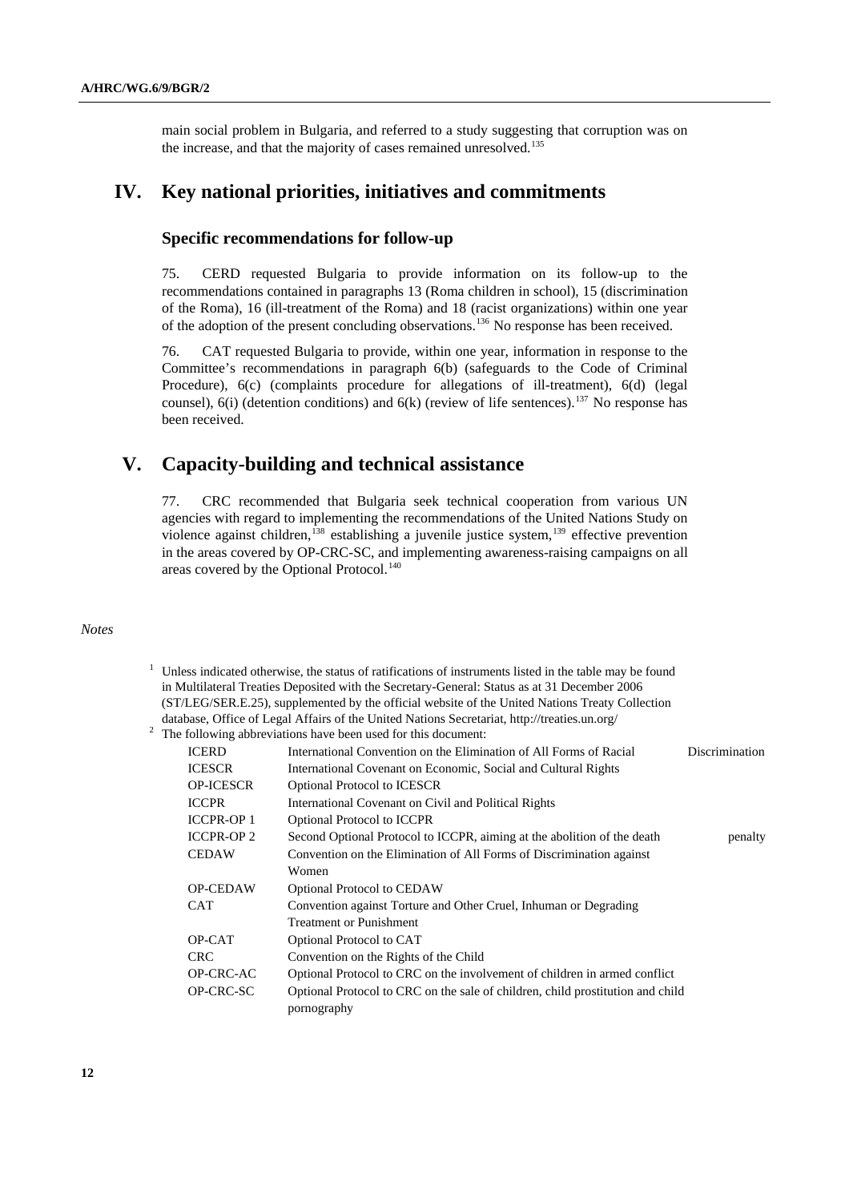main social problem in Bulgaria, and referred to a study suggesting that corruption was on the increase, and that the majority of cases remained unresolved.[135]

# IV. Key national priorities, initiatives and commitments

## Specific recommendations for follow-up

75. CERD requested Bulgaria to provide information on its follow-up to the recommendations contained in paragraphs 13 (Roma children in school), 15 (discrimination of the Roma), 16 (ill-treatment of the Roma) and 18 (racist organizations) within one year of the adoption of the present concluding observations.[136] No response has been received.

76. CAT requested Bulgaria to provide, within one year, information in response to the Committee's recommendations in paragraph 6(b) (safeguards to the Code of Criminal Procedure), 6(c) (complaints procedure for allegations of ill-treatment), 6(d) (legal counsel), 6(i) (detention conditions) and 6(k) (review of life sentences).[137] No response has been received.

# V. Capacity-building and technical assistance

77. CRC recommended that Bulgaria seek technical cooperation from various UN agencies with regard to implementing the recommendations of the United Nations Study on violence against children,[138] establishing a juvenile justice system,[139] effective prevention in the areas covered by OP-CRC-SC, and implementing awareness-raising campaigns on all areas covered by the Optional Protocol.[140]

*Notes*

[1] Unless indicated otherwise, the status of ratifications of instruments listed in the table may be found in Multilateral Treaties Deposited with the Secretary-General: Status as at 31 December 2006 (ST/LEG/SER.E.25), supplemented by the official website of the United Nations Treaty Collection database, Office of Legal Affairs of the United Nations Secretariat, http://treaties.un.org/

[2] The following abbreviations have been used for this document:

| | |
|---|---|
| ICERD | International Convention on the Elimination of All Forms of Racial Discrimination |
| ICESCR | International Covenant on Economic, Social and Cultural Rights |
| OP-ICESCR | Optional Protocol to ICESCR |
| ICCPR | International Covenant on Civil and Political Rights |
| ICCPR-OP 1 | Optional Protocol to ICCPR |
| ICCPR-OP 2 | Second Optional Protocol to ICCPR, aiming at the abolition of the death penalty |
| CEDAW | Convention on the Elimination of All Forms of Discrimination against Women |
| OP-CEDAW | Optional Protocol to CEDAW |
| CAT | Convention against Torture and Other Cruel, Inhuman or Degrading Treatment or Punishment |
| OP-CAT | Optional Protocol to CAT |
| CRC | Convention on the Rights of the Child |
| OP-CRC-AC | Optional Protocol to CRC on the involvement of children in armed conflict |
| OP-CRC-SC | Optional Protocol to CRC on the sale of children, child prostitution and child pornography |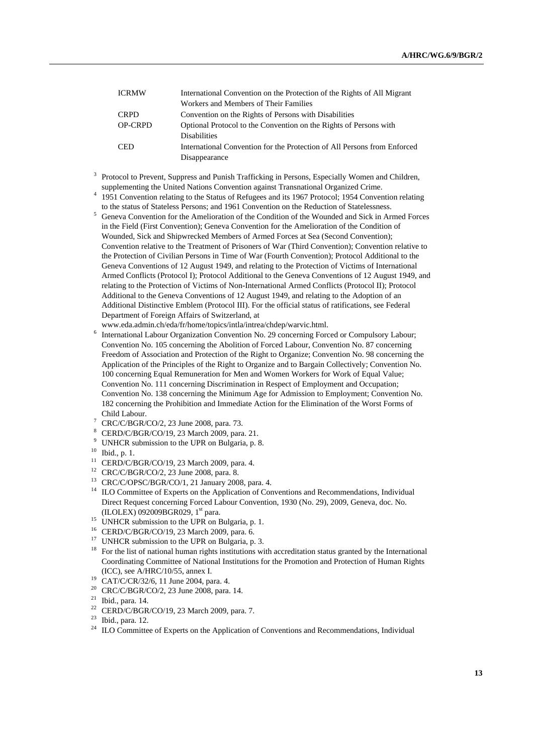| | |
|---|---|
| ICRMW | International Convention on the Protection of the Rights of All Migrant Workers and Members of Their Families |
| CRPD | Convention on the Rights of Persons with Disabilities |
| OP-CRPD | Optional Protocol to the Convention on the Rights of Persons with Disabilities |
| CED | International Convention for the Protection of All Persons from Enforced Disappearance |

[3] Protocol to Prevent, Suppress and Punish Trafficking in Persons, Especially Women and Children, supplementing the United Nations Convention against Transnational Organized Crime.

[4] 1951 Convention relating to the Status of Refugees and its 1967 Protocol; 1954 Convention relating to the status of Stateless Persons; and 1961 Convention on the Reduction of Statelessness.

[5] Geneva Convention for the Amelioration of the Condition of the Wounded and Sick in Armed Forces in the Field (First Convention); Geneva Convention for the Amelioration of the Condition of Wounded, Sick and Shipwrecked Members of Armed Forces at Sea (Second Convention); Convention relative to the Treatment of Prisoners of War (Third Convention); Convention relative to the Protection of Civilian Persons in Time of War (Fourth Convention); Protocol Additional to the Geneva Conventions of 12 August 1949, and relating to the Protection of Victims of International Armed Conflicts (Protocol I); Protocol Additional to the Geneva Conventions of 12 August 1949, and relating to the Protection of Victims of Non-International Armed Conflicts (Protocol II); Protocol Additional to the Geneva Conventions of 12 August 1949, and relating to the Adoption of an Additional Distinctive Emblem (Protocol III). For the official status of ratifications, see Federal Department of Foreign Affairs of Switzerland, at www.eda.admin.ch/eda/fr/home/topics/intla/intrea/chdep/warvic.html.

[6] International Labour Organization Convention No. 29 concerning Forced or Compulsory Labour; Convention No. 105 concerning the Abolition of Forced Labour, Convention No. 87 concerning Freedom of Association and Protection of the Right to Organize; Convention No. 98 concerning the Application of the Principles of the Right to Organize and to Bargain Collectively; Convention No. 100 concerning Equal Remuneration for Men and Women Workers for Work of Equal Value; Convention No. 111 concerning Discrimination in Respect of Employment and Occupation; Convention No. 138 concerning the Minimum Age for Admission to Employment; Convention No. 182 concerning the Prohibition and Immediate Action for the Elimination of the Worst Forms of Child Labour.

[7] CRC/C/BGR/CO/2, 23 June 2008, para. 73.

[8] CERD/C/BGR/CO/19, 23 March 2009, para. 21.

[9] UNHCR submission to the UPR on Bulgaria, p. 8.

[10] Ibid., p. 1.

[11] CERD/C/BGR/CO/19, 23 March 2009, para. 4.

[12] CRC/C/BGR/CO/2, 23 June 2008, para. 8.

[13] CRC/C/OPSC/BGR/CO/1, 21 January 2008, para. 4.

[14] ILO Committee of Experts on the Application of Conventions and Recommendations, Individual Direct Request concerning Forced Labour Convention, 1930 (No. 29), 2009, Geneva, doc. No. (ILOLEX) 092009BGR029, 1st para.

[15] UNHCR submission to the UPR on Bulgaria, p. 1.

[16] CERD/C/BGR/CO/19, 23 March 2009, para. 6.

[17] UNHCR submission to the UPR on Bulgaria, p. 3.

[18] For the list of national human rights institutions with accreditation status granted by the International Coordinating Committee of National Institutions for the Promotion and Protection of Human Rights (ICC), see A/HRC/10/55, annex I.

[19] CAT/C/CR/32/6, 11 June 2004, para. 4.

[20] CRC/C/BGR/CO/2, 23 June 2008, para. 14.

[21] Ibid., para. 14.

[22] CERD/C/BGR/CO/19, 23 March 2009, para. 7.

[23] Ibid., para. 12.

[24] ILO Committee of Experts on the Application of Conventions and Recommendations, Individual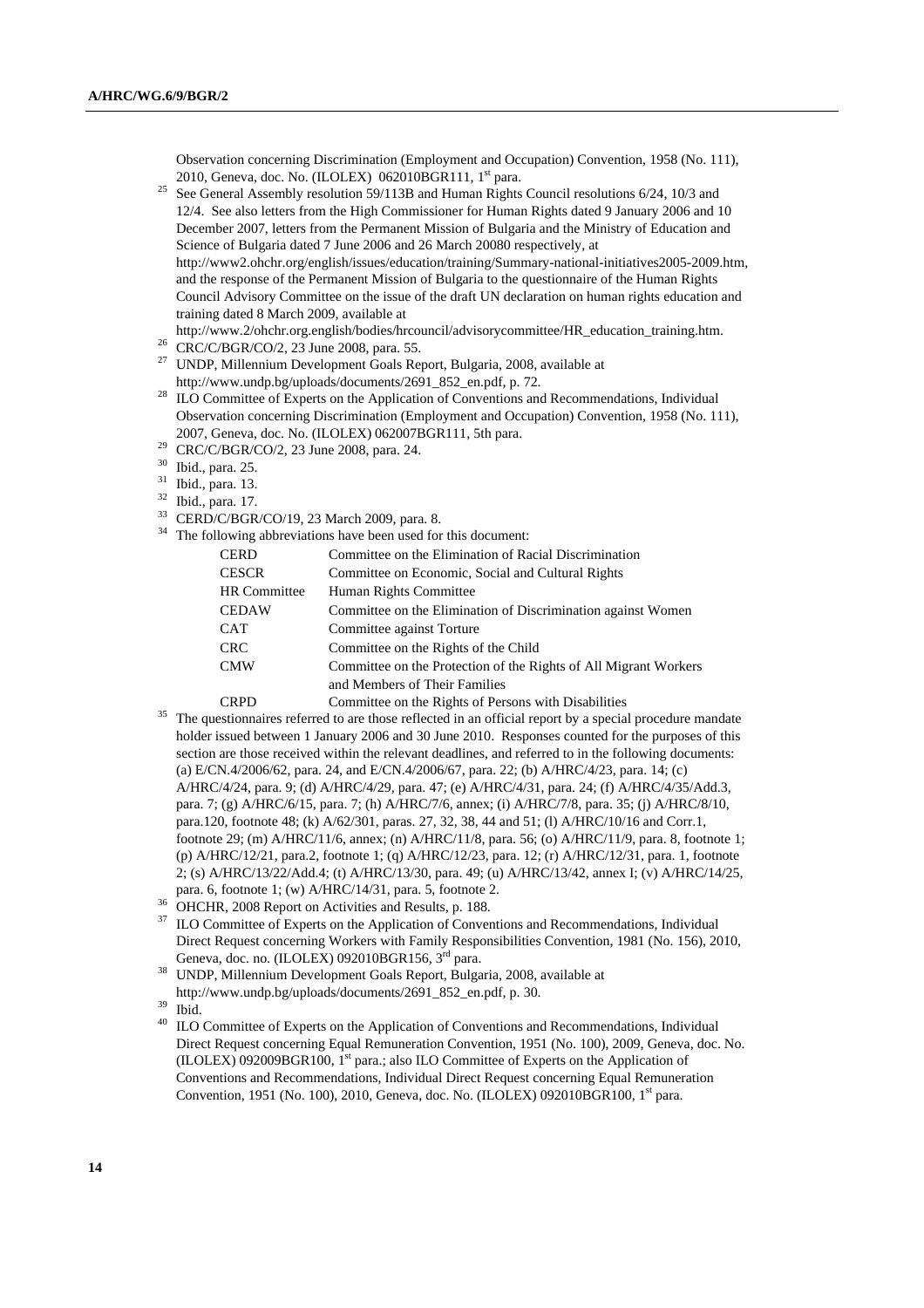Observation concerning Discrimination (Employment and Occupation) Convention, 1958 (No. 111), 2010, Geneva, doc. No. (ILOLEX) 062010BGR111, 1st para.

[25] See General Assembly resolution 59/113B and Human Rights Council resolutions 6/24, 10/3 and 12/4. See also letters from the High Commissioner for Human Rights dated 9 January 2006 and 10 December 2007, letters from the Permanent Mission of Bulgaria and the Ministry of Education and Science of Bulgaria dated 7 June 2006 and 26 March 20080 respectively, at http://www2.ohchr.org/english/issues/education/training/Summary-national-initiatives2005-2009.htm, and the response of the Permanent Mission of Bulgaria to the questionnaire of the Human Rights Council Advisory Committee on the issue of the draft UN declaration on human rights education and training dated 8 March 2009, available at http://www.2/ohchr.org.english/bodies/hrcouncil/advisorycommittee/HR_education_training.htm.

[26] CRC/C/BGR/CO/2, 23 June 2008, para. 55.

[27] UNDP, Millennium Development Goals Report, Bulgaria, 2008, available at http://www.undp.bg/uploads/documents/2691_852_en.pdf, p. 72.

[28] ILO Committee of Experts on the Application of Conventions and Recommendations, Individual Observation concerning Discrimination (Employment and Occupation) Convention, 1958 (No. 111), 2007, Geneva, doc. No. (ILOLEX) 062007BGR111, 5th para.

[29] CRC/C/BGR/CO/2, 23 June 2008, para. 24.

[30] Ibid., para. 25.

[31] Ibid., para. 13.

[32] Ibid., para. 17.

[33] CERD/C/BGR/CO/19, 23 March 2009, para. 8.

[34] The following abbreviations have been used for this document:

| | |
|---|---|
| CERD | Committee on the Elimination of Racial Discrimination |
| CESCR | Committee on Economic, Social and Cultural Rights |
| HR Committee | Human Rights Committee |
| CEDAW | Committee on the Elimination of Discrimination against Women |
| CAT | Committee against Torture |
| CRC | Committee on the Rights of the Child |
| CMW | Committee on the Protection of the Rights of All Migrant Workers and Members of Their Families |
| CRPD | Committee on the Rights of Persons with Disabilities |

[35] The questionnaires referred to are those reflected in an official report by a special procedure mandate holder issued between 1 January 2006 and 30 June 2010. Responses counted for the purposes of this section are those received within the relevant deadlines, and referred to in the following documents: (a) E/CN.4/2006/62, para. 24, and E/CN.4/2006/67, para. 22; (b) A/HRC/4/23, para. 14; (c) A/HRC/4/24, para. 9; (d) A/HRC/4/29, para. 47; (e) A/HRC/4/31, para. 24; (f) A/HRC/4/35/Add.3, para. 7; (g) A/HRC/6/15, para. 7; (h) A/HRC/7/6, annex; (i) A/HRC/7/8, para. 35; (j) A/HRC/8/10, para.120, footnote 48; (k) A/62/301, paras. 27, 32, 38, 44 and 51; (l) A/HRC/10/16 and Corr.1, footnote 29; (m) A/HRC/11/6, annex; (n) A/HRC/11/8, para. 56; (o) A/HRC/11/9, para. 8, footnote 1; (p) A/HRC/12/21, para.2, footnote 1; (q) A/HRC/12/23, para. 12; (r) A/HRC/12/31, para. 1, footnote 2; (s) A/HRC/13/22/Add.4; (t) A/HRC/13/30, para. 49; (u) A/HRC/13/42, annex I; (v) A/HRC/14/25, para. 6, footnote 1; (w) A/HRC/14/31, para. 5, footnote 2.

[36] OHCHR, 2008 Report on Activities and Results, p. 188.

[37] ILO Committee of Experts on the Application of Conventions and Recommendations, Individual Direct Request concerning Workers with Family Responsibilities Convention, 1981 (No. 156), 2010, Geneva, doc. no. (ILOLEX) 092010BGR156, 3rd para.

[38] UNDP, Millennium Development Goals Report, Bulgaria, 2008, available at http://www.undp.bg/uploads/documents/2691_852_en.pdf, p. 30.

[39] Ibid.

[40] ILO Committee of Experts on the Application of Conventions and Recommendations, Individual Direct Request concerning Equal Remuneration Convention, 1951 (No. 100), 2009, Geneva, doc. No. (ILOLEX) 092009BGR100, 1st para.; also ILO Committee of Experts on the Application of Conventions and Recommendations, Individual Direct Request concerning Equal Remuneration Convention, 1951 (No. 100), 2010, Geneva, doc. No. (ILOLEX) 092010BGR100, 1st para.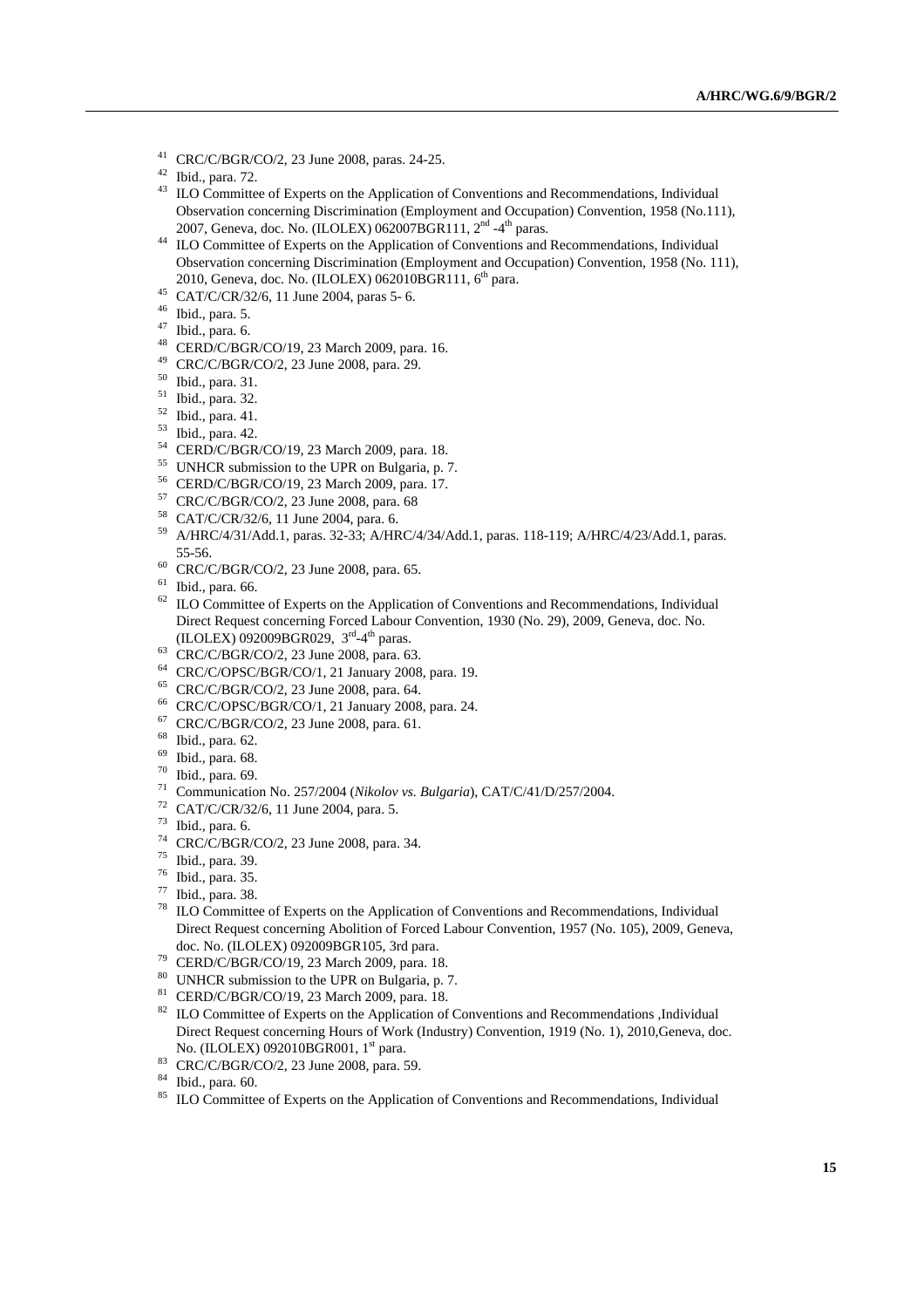[41] CRC/C/BGR/CO/2, 23 June 2008, paras. 24-25.

[42] Ibid., para. 72.

[43] ILO Committee of Experts on the Application of Conventions and Recommendations, Individual Observation concerning Discrimination (Employment and Occupation) Convention, 1958 (No.111), 2007, Geneva, doc. No. (ILOLEX) 062007BGR111, 2nd -4th paras.

[44] ILO Committee of Experts on the Application of Conventions and Recommendations, Individual Observation concerning Discrimination (Employment and Occupation) Convention, 1958 (No. 111), 2010, Geneva, doc. No. (ILOLEX) 062010BGR111, 6th para.

[45] CAT/C/CR/32/6, 11 June 2004, paras 5- 6.

[46] Ibid., para. 5.

[47] Ibid., para. 6.

[48] CERD/C/BGR/CO/19, 23 March 2009, para. 16.

[49] CRC/C/BGR/CO/2, 23 June 2008, para. 29.

[50] Ibid., para. 31.

[51] Ibid., para. 32.

[52] Ibid., para. 41.

[53] Ibid., para. 42.

[54] CERD/C/BGR/CO/19, 23 March 2009, para. 18.

[55] UNHCR submission to the UPR on Bulgaria, p. 7.

[56] CERD/C/BGR/CO/19, 23 March 2009, para. 17.

[57] CRC/C/BGR/CO/2, 23 June 2008, para. 68

[58] CAT/C/CR/32/6, 11 June 2004, para. 6.

[59] A/HRC/4/31/Add.1, paras. 32-33; A/HRC/4/34/Add.1, paras. 118-119; A/HRC/4/23/Add.1, paras. 55-56.

[60] CRC/C/BGR/CO/2, 23 June 2008, para. 65.

[61] Ibid., para. 66.

[62] ILO Committee of Experts on the Application of Conventions and Recommendations, Individual Direct Request concerning Forced Labour Convention, 1930 (No. 29), 2009, Geneva, doc. No. (ILOLEX) 092009BGR029, 3rd-4th paras.

[63] CRC/C/BGR/CO/2, 23 June 2008, para. 63.

[64] CRC/C/OPSC/BGR/CO/1, 21 January 2008, para. 19.

[65] CRC/C/BGR/CO/2, 23 June 2008, para. 64.

[66] CRC/C/OPSC/BGR/CO/1, 21 January 2008, para. 24.

[67] CRC/C/BGR/CO/2, 23 June 2008, para. 61.

[68] Ibid., para. 62.

[69] Ibid., para. 68.

[70] Ibid., para. 69.

[71] Communication No. 257/2004 (*Nikolov vs. Bulgaria*), CAT/C/41/D/257/2004.

[72] CAT/C/CR/32/6, 11 June 2004, para. 5.

[73] Ibid., para. 6.

[74] CRC/C/BGR/CO/2, 23 June 2008, para. 34.

[75] Ibid., para. 39.

[76] Ibid., para. 35.

[77] Ibid., para. 38.

[78] ILO Committee of Experts on the Application of Conventions and Recommendations, Individual Direct Request concerning Abolition of Forced Labour Convention, 1957 (No. 105), 2009, Geneva, doc. No. (ILOLEX) 092009BGR105, 3rd para.

[79] CERD/C/BGR/CO/19, 23 March 2009, para. 18.

[80] UNHCR submission to the UPR on Bulgaria, p. 7.

[81] CERD/C/BGR/CO/19, 23 March 2009, para. 18.

[82] ILO Committee of Experts on the Application of Conventions and Recommendations ,Individual Direct Request concerning Hours of Work (Industry) Convention, 1919 (No. 1), 2010,Geneva, doc. No. (ILOLEX) 092010BGR001, 1st para.

[83] CRC/C/BGR/CO/2, 23 June 2008, para. 59.

[84] Ibid., para. 60.

[85] ILO Committee of Experts on the Application of Conventions and Recommendations, Individual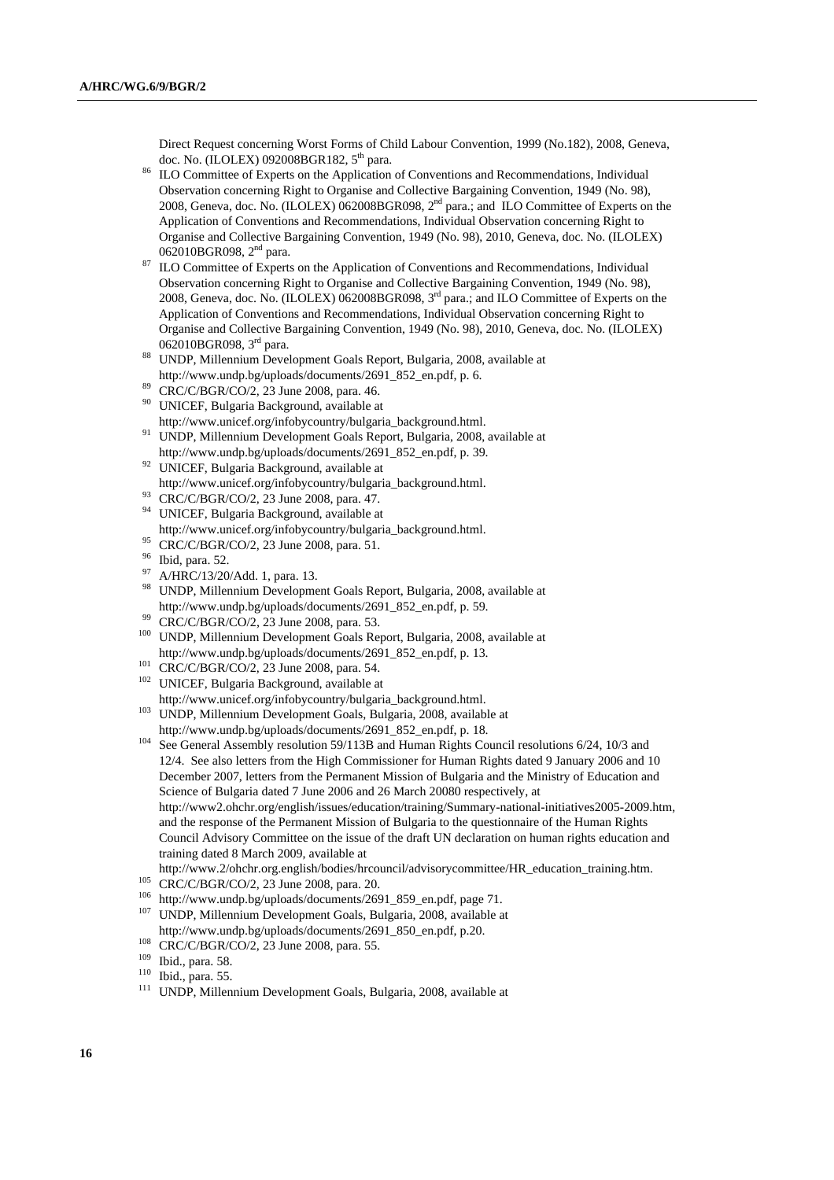Direct Request concerning Worst Forms of Child Labour Convention, 1999 (No.182), 2008, Geneva, doc. No. (ILOLEX) 092008BGR182, 5th para.

86 ILO Committee of Experts on the Application of Conventions and Recommendations, Individual Observation concerning Right to Organise and Collective Bargaining Convention, 1949 (No. 98), 2008, Geneva, doc. No. (ILOLEX) 062008BGR098, 2nd para.; and ILO Committee of Experts on the Application of Conventions and Recommendations, Individual Observation concerning Right to Organise and Collective Bargaining Convention, 1949 (No. 98), 2010, Geneva, doc. No. (ILOLEX) 062010BGR098, 2nd para.

87 ILO Committee of Experts on the Application of Conventions and Recommendations, Individual Observation concerning Right to Organise and Collective Bargaining Convention, 1949 (No. 98), 2008, Geneva, doc. No. (ILOLEX) 062008BGR098, 3rd para.; and ILO Committee of Experts on the Application of Conventions and Recommendations, Individual Observation concerning Right to Organise and Collective Bargaining Convention, 1949 (No. 98), 2010, Geneva, doc. No. (ILOLEX) 062010BGR098, 3rd para.

88 UNDP, Millennium Development Goals Report, Bulgaria, 2008, available at http://www.undp.bg/uploads/documents/2691_852_en.pdf, p. 6.

89 CRC/C/BGR/CO/2, 23 June 2008, para. 46.

90 UNICEF, Bulgaria Background, available at http://www.unicef.org/infobycountry/bulgaria_background.html.

91 UNDP, Millennium Development Goals Report, Bulgaria, 2008, available at http://www.undp.bg/uploads/documents/2691_852_en.pdf, p. 39.

92 UNICEF, Bulgaria Background, available at http://www.unicef.org/infobycountry/bulgaria_background.html.

93 CRC/C/BGR/CO/2, 23 June 2008, para. 47.

94 UNICEF, Bulgaria Background, available at http://www.unicef.org/infobycountry/bulgaria_background.html.

95 CRC/C/BGR/CO/2, 23 June 2008, para. 51.

96 Ibid, para. 52.

97 A/HRC/13/20/Add. 1, para. 13.

98 UNDP, Millennium Development Goals Report, Bulgaria, 2008, available at http://www.undp.bg/uploads/documents/2691_852_en.pdf, p. 59.

99 CRC/C/BGR/CO/2, 23 June 2008, para. 53.

100 UNDP, Millennium Development Goals Report, Bulgaria, 2008, available at http://www.undp.bg/uploads/documents/2691_852_en.pdf, p. 13.

101 CRC/C/BGR/CO/2, 23 June 2008, para. 54.

102 UNICEF, Bulgaria Background, available at http://www.unicef.org/infobycountry/bulgaria_background.html.

103 UNDP, Millennium Development Goals, Bulgaria, 2008, available at http://www.undp.bg/uploads/documents/2691_852_en.pdf, p. 18.

104 See General Assembly resolution 59/113B and Human Rights Council resolutions 6/24, 10/3 and 12/4. See also letters from the High Commissioner for Human Rights dated 9 January 2006 and 10 December 2007, letters from the Permanent Mission of Bulgaria and the Ministry of Education and Science of Bulgaria dated 7 June 2006 and 26 March 20080 respectively, at http://www2.ohchr.org/english/issues/education/training/Summary-national-initiatives2005-2009.htm, and the response of the Permanent Mission of Bulgaria to the questionnaire of the Human Rights Council Advisory Committee on the issue of the draft UN declaration on human rights education and training dated 8 March 2009, available at http://www.2/ohchr.org.english/bodies/hrcouncil/advisorycommittee/HR_education_training.htm.

105 CRC/C/BGR/CO/2, 23 June 2008, para. 20.

106 http://www.undp.bg/uploads/documents/2691_859_en.pdf, page 71.

107 UNDP, Millennium Development Goals, Bulgaria, 2008, available at http://www.undp.bg/uploads/documents/2691_850_en.pdf, p.20.

108 CRC/C/BGR/CO/2, 23 June 2008, para. 55.

109 Ibid., para. 58.

110 Ibid., para. 55.

111 UNDP, Millennium Development Goals, Bulgaria, 2008, available at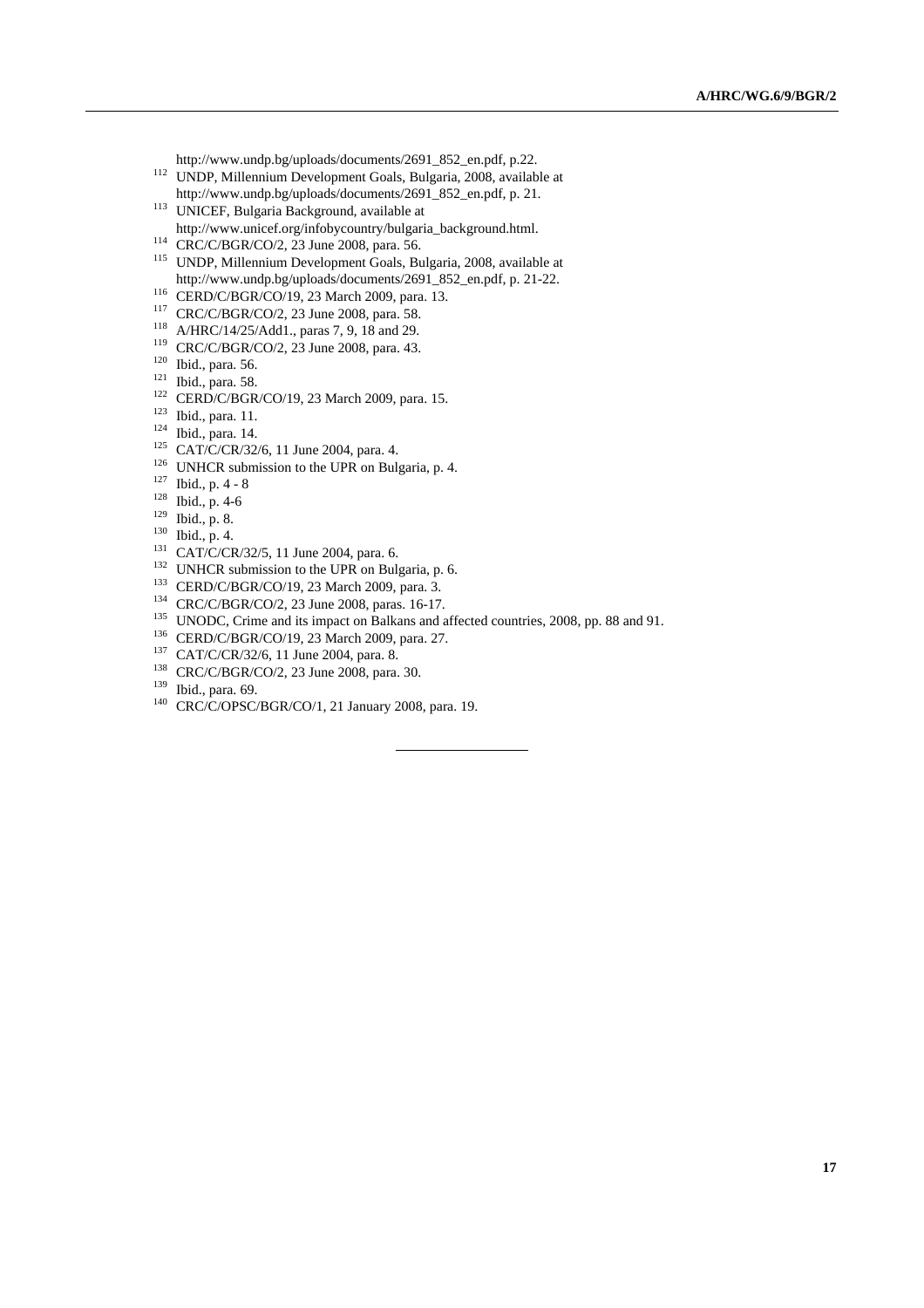http://www.undp.bg/uploads/documents/2691_852_en.pdf, p.22.

[112] UNDP, Millennium Development Goals, Bulgaria, 2008, available at http://www.undp.bg/uploads/documents/2691_852_en.pdf, p. 21.

[113] UNICEF, Bulgaria Background, available at http://www.unicef.org/infobycountry/bulgaria_background.html.

[114] CRC/C/BGR/CO/2, 23 June 2008, para. 56.

[115] UNDP, Millennium Development Goals, Bulgaria, 2008, available at http://www.undp.bg/uploads/documents/2691_852_en.pdf, p. 21-22.

[116] CERD/C/BGR/CO/19, 23 March 2009, para. 13.

[117] CRC/C/BGR/CO/2, 23 June 2008, para. 58.

[118] A/HRC/14/25/Add1., paras 7, 9, 18 and 29.

[119] CRC/C/BGR/CO/2, 23 June 2008, para. 43.

[120] Ibid., para. 56.

[121] Ibid., para. 58.

[122] CERD/C/BGR/CO/19, 23 March 2009, para. 15.

[123] Ibid., para. 11.

[124] Ibid., para. 14.

[125] CAT/C/CR/32/6, 11 June 2004, para. 4.

[126] UNHCR submission to the UPR on Bulgaria, p. 4.

[127] Ibid., p. 4 - 8

[128] Ibid., p. 4-6

[129] Ibid., p. 8.

[130] Ibid., p. 4.

[131] CAT/C/CR/32/5, 11 June 2004, para. 6.

[132] UNHCR submission to the UPR on Bulgaria, p. 6.

[133] CERD/C/BGR/CO/19, 23 March 2009, para. 3.

[134] CRC/C/BGR/CO/2, 23 June 2008, paras. 16-17.

[135] UNODC, Crime and its impact on Balkans and affected countries, 2008, pp. 88 and 91.

[136] CERD/C/BGR/CO/19, 23 March 2009, para. 27.

[137] CAT/C/CR/32/6, 11 June 2004, para. 8.

[138] CRC/C/BGR/CO/2, 23 June 2008, para. 30.

[139] Ibid., para. 69.

[140] CRC/C/OPSC/BGR/CO/1, 21 January 2008, para. 19.